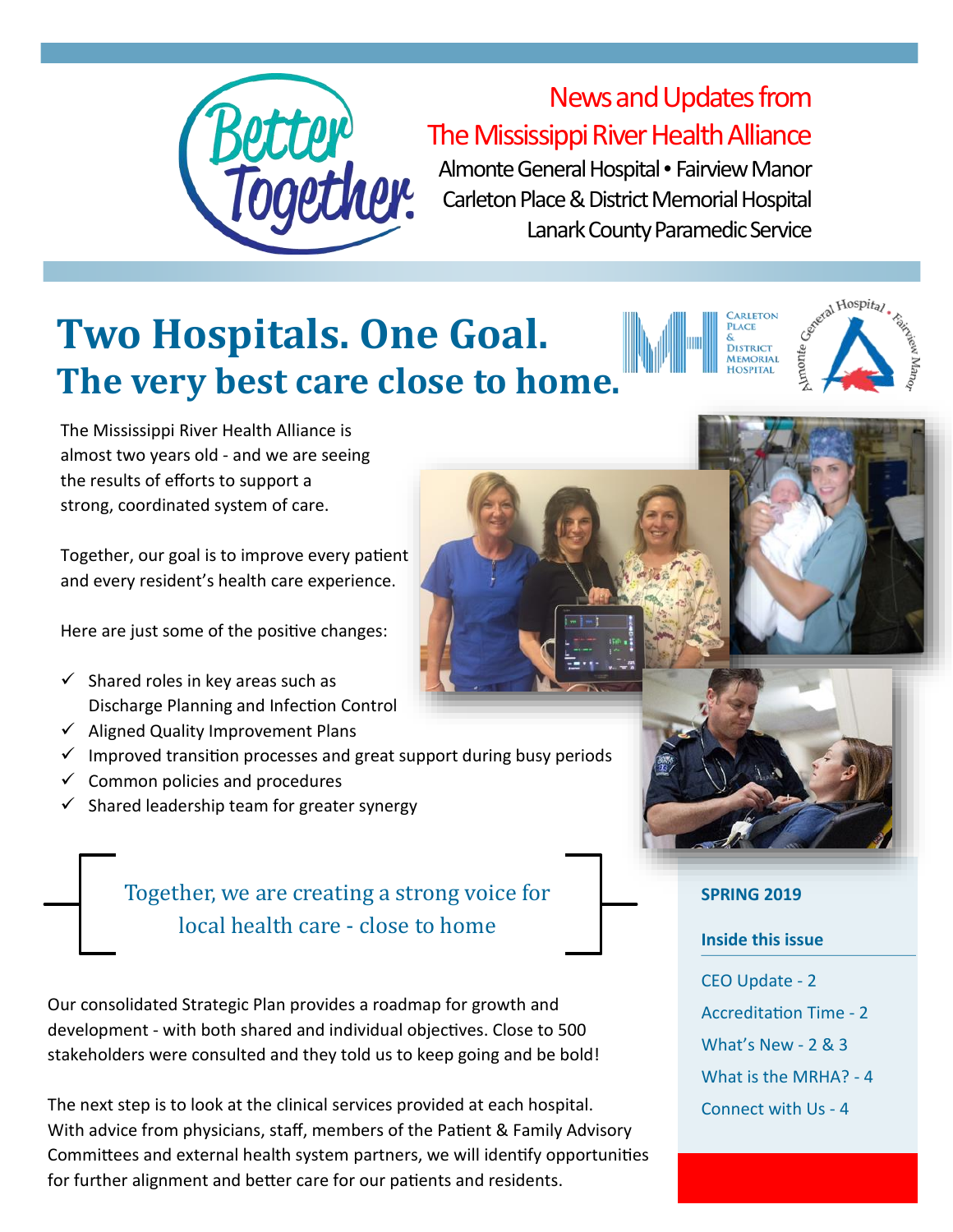Better Together.

News and Updates from
The Mississippi River Health Alliance

Almonte General Hospital • Fairview Manor
Carleton Place & District Memorial Hospital
Lanark County Paramedic Service

# Two Hospitals. One Goal.
## The very best care close to home.

The Mississippi River Health Alliance is almost two years old - and we are seeing the results of efforts to support a strong, coordinated system of care.

Together, our goal is to improve every patient and every resident's health care experience.

Here are just some of the positive changes:

- ✓ Shared roles in key areas such as Discharge Planning and Infection Control
- ✓ Aligned Quality Improvement Plans
- ✓ Improved transition processes and great support during busy periods
- ✓ Common policies and procedures
- ✓ Shared leadership team for greater synergy

> Together, we are creating a strong voice for local health care - close to home

Our consolidated Strategic Plan provides a roadmap for growth and development - with both shared and individual objectives. Close to 500 stakeholders were consulted and they told us to keep going and be bold!

The next step is to look at the clinical services provided at each hospital. With advice from physicians, staff, members of the Patient & Family Advisory Committees and external health system partners, we will identify opportunities for further alignment and better care for our patients and residents.

**SPRING 2019**

**Inside this issue**

- CEO Update - 2
- Accreditation Time - 2
- What's New - 2 & 3
- What is the MRHA? - 4
- Connect with Us - 4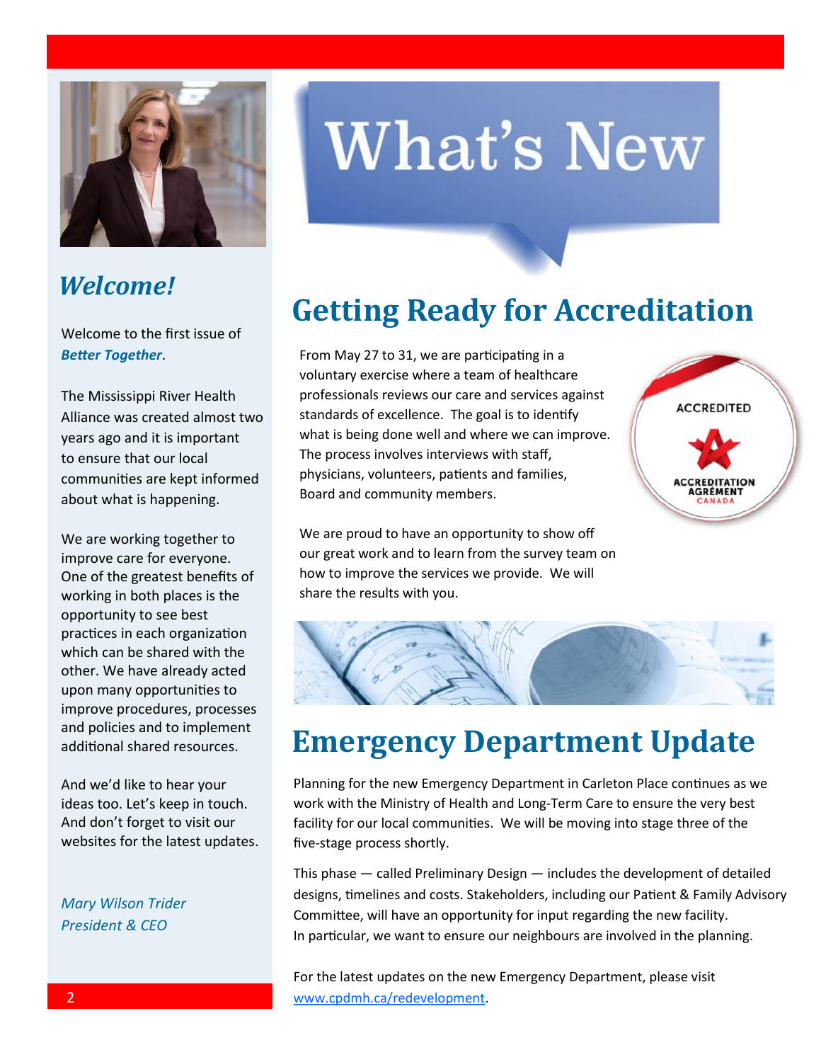# What's New

## Welcome!

Welcome to the first issue of ***Better Together***.

The Mississippi River Health Alliance was created almost two years ago and it is important to ensure that our local communities are kept informed about what is happening.

We are working together to improve care for everyone. One of the greatest benefits of working in both places is the opportunity to see best practices in each organization which can be shared with the other. We have already acted upon many opportunities to improve procedures, processes and policies and to implement additional shared resources.

And we'd like to hear your ideas too. Let's keep in touch. And don't forget to visit our websites for the latest updates.

*Mary Wilson Trider*
*President & CEO*

## Getting Ready for Accreditation

From May 27 to 31, we are participating in a voluntary exercise where a team of healthcare professionals reviews our care and services against standards of excellence. The goal is to identify what is being done well and where we can improve. The process involves interviews with staff, physicians, volunteers, patients and families, Board and community members.

We are proud to have an opportunity to show off our great work and to learn from the survey team on how to improve the services we provide. We will share the results with you.

ACCREDITED
ACCREDITATION AGRÉMENT CANADA

## Emergency Department Update

Planning for the new Emergency Department in Carleton Place continues as we work with the Ministry of Health and Long-Term Care to ensure the very best facility for our local communities. We will be moving into stage three of the five-stage process shortly.

This phase — called Preliminary Design — includes the development of detailed designs, timelines and costs. Stakeholders, including our Patient & Family Advisory Committee, will have an opportunity for input regarding the new facility. In particular, we want to ensure our neighbours are involved in the planning.

For the latest updates on the new Emergency Department, please visit [www.cpdmh.ca/redevelopment](www.cpdmh.ca/redevelopment).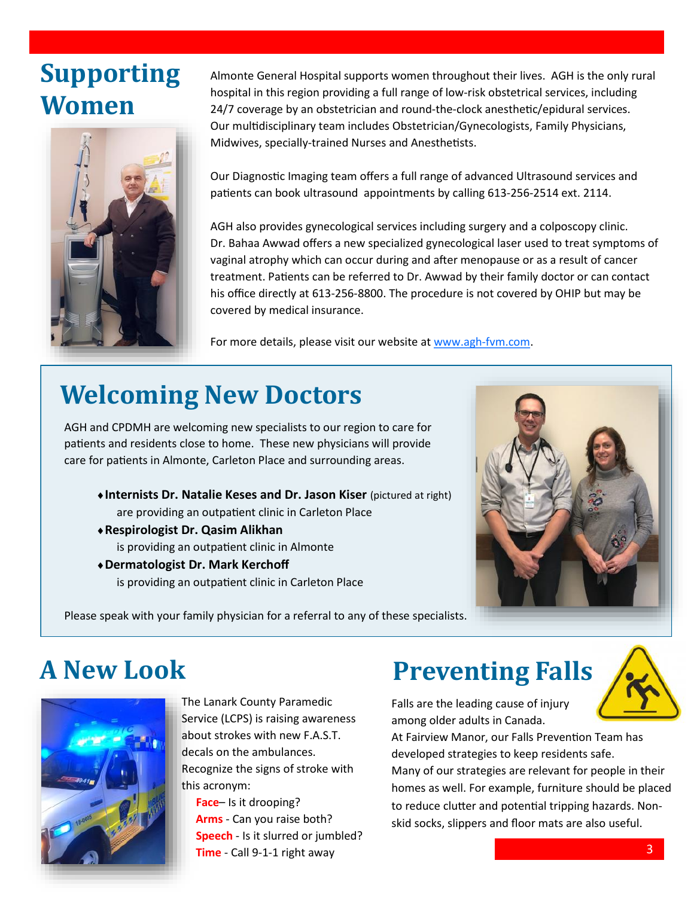# Supporting Women

Almonte General Hospital supports women throughout their lives. AGH is the only rural hospital in this region providing a full range of low-risk obstetrical services, including 24/7 coverage by an obstetrician and round-the-clock anesthetic/epidural services. Our multidisciplinary team includes Obstetrician/Gynecologists, Family Physicians, Midwives, specially-trained Nurses and Anesthetists.

Our Diagnostic Imaging team offers a full range of advanced Ultrasound services and patients can book ultrasound appointments by calling 613-256-2514 ext. 2114.

AGH also provides gynecological services including surgery and a colposcopy clinic. Dr. Bahaa Awwad offers a new specialized gynecological laser used to treat symptoms of vaginal atrophy which can occur during and after menopause or as a result of cancer treatment. Patients can be referred to Dr. Awwad by their family doctor or can contact his office directly at 613-256-8800. The procedure is not covered by OHIP but may be covered by medical insurance.

For more details, please visit our website at [www.agh-fvm.com](http://www.agh-fvm.com).

# Welcoming New Doctors

AGH and CPDMH are welcoming new specialists to our region to care for patients and residents close to home. These new physicians will provide care for patients in Almonte, Carleton Place and surrounding areas.

- **Internists Dr. Natalie Keses and Dr. Jason Kiser** (pictured at right) are providing an outpatient clinic in Carleton Place
- **Respirologist Dr. Qasim Alikhan** is providing an outpatient clinic in Almonte
- **Dermatologist Dr. Mark Kerchoff** is providing an outpatient clinic in Carleton Place

Please speak with your family physician for a referral to any of these specialists.

# A New Look

The Lanark County Paramedic Service (LCPS) is raising awareness about strokes with new F.A.S.T. decals on the ambulances. Recognize the signs of stroke with this acronym:

**Face**– Is it drooping?
**Arms** - Can you raise both?
**Speech** - Is it slurred or jumbled?
**Time** - Call 9-1-1 right away

# Preventing Falls

Falls are the leading cause of injury among older adults in Canada.
At Fairview Manor, our Falls Prevention Team has developed strategies to keep residents safe.
Many of our strategies are relevant for people in their homes as well. For example, furniture should be placed to reduce clutter and potential tripping hazards. Non-skid socks, slippers and floor mats are also useful.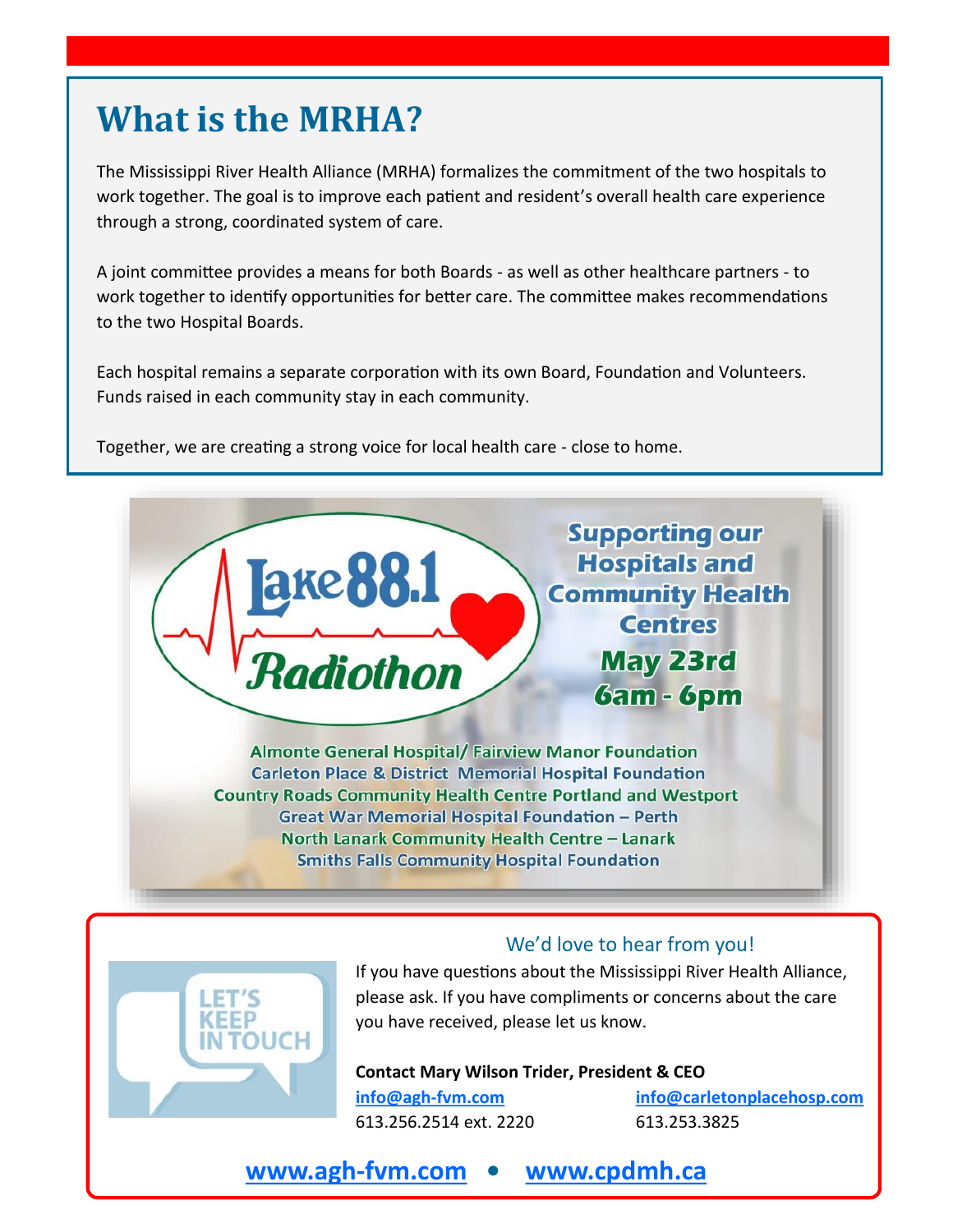# What is the MRHA?

The Mississippi River Health Alliance (MRHA) formalizes the commitment of the two hospitals to work together. The goal is to improve each patient and resident's overall health care experience through a strong, coordinated system of care.

A joint committee provides a means for both Boards - as well as other healthcare partners - to work together to identify opportunities for better care. The committee makes recommendations to the two Hospital Boards.

Each hospital remains a separate corporation with its own Board, Foundation and Volunteers. Funds raised in each community stay in each community.

Together, we are creating a strong voice for local health care - close to home.

Lake 88.1 Radiothon

Supporting our Hospitals and Community Health Centres

May 23rd

6am - 6pm

Almonte General Hospital/ Fairview Manor Foundation
Carleton Place & District Memorial Hospital Foundation
Country Roads Community Health Centre Portland and Westport
Great War Memorial Hospital Foundation – Perth
North Lanark Community Health Centre – Lanark
Smiths Falls Community Hospital Foundation

LET'S KEEP IN TOUCH

## We'd love to hear from you!

If you have questions about the Mississippi River Health Alliance, please ask. If you have compliments or concerns about the care you have received, please let us know.

**Contact Mary Wilson Trider, President & CEO**

info@agh-fvm.com
613.256.2514 ext. 2220

info@carletonplacehosp.com
613.253.3825

**www.agh-fvm.com • www.cpdmh.ca**